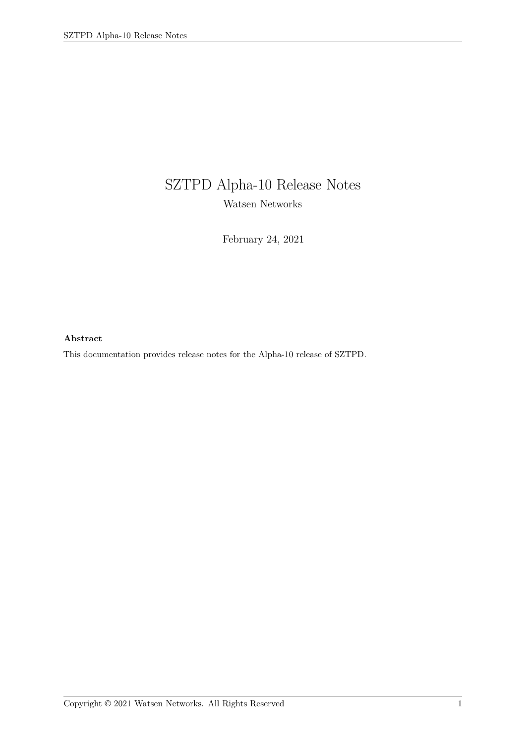# SZTPD Alpha-10 Release Notes

Watsen Networks

February 24, 2021

**Abstract**

This documentation provides release notes for the Alpha-10 release of SZTPD.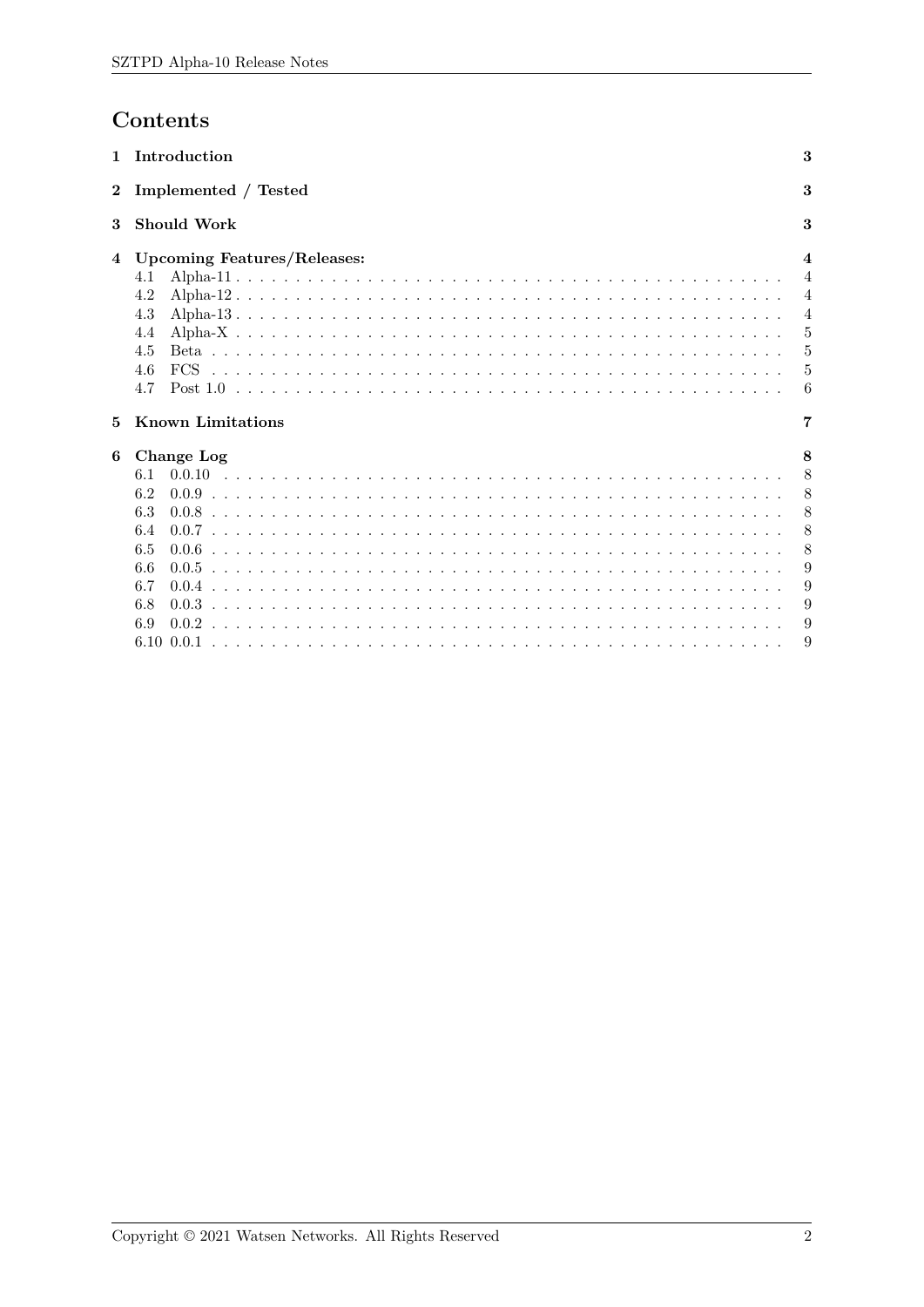# Contents

- 1 Introduction — 3
- 2 Implemented / Tested — 3
- 3 Should Work — 3
- 4 Upcoming Features/Releases: — 4
  - 4.1 Alpha-11 — 4
  - 4.2 Alpha-12 — 4
  - 4.3 Alpha-13 — 4
  - 4.4 Alpha-X — 5
  - 4.5 Beta — 5
  - 4.6 FCS — 5
  - 4.7 Post 1.0 — 6
- 5 Known Limitations — 7
- 6 Change Log — 8
  - 6.1 0.0.10 — 8
  - 6.2 0.0.9 — 8
  - 6.3 0.0.8 — 8
  - 6.4 0.0.7 — 8
  - 6.5 0.0.6 — 8
  - 6.6 0.0.5 — 9
  - 6.7 0.0.4 — 9
  - 6.8 0.0.3 — 9
  - 6.9 0.0.2 — 9
  - 6.10 0.0.1 — 9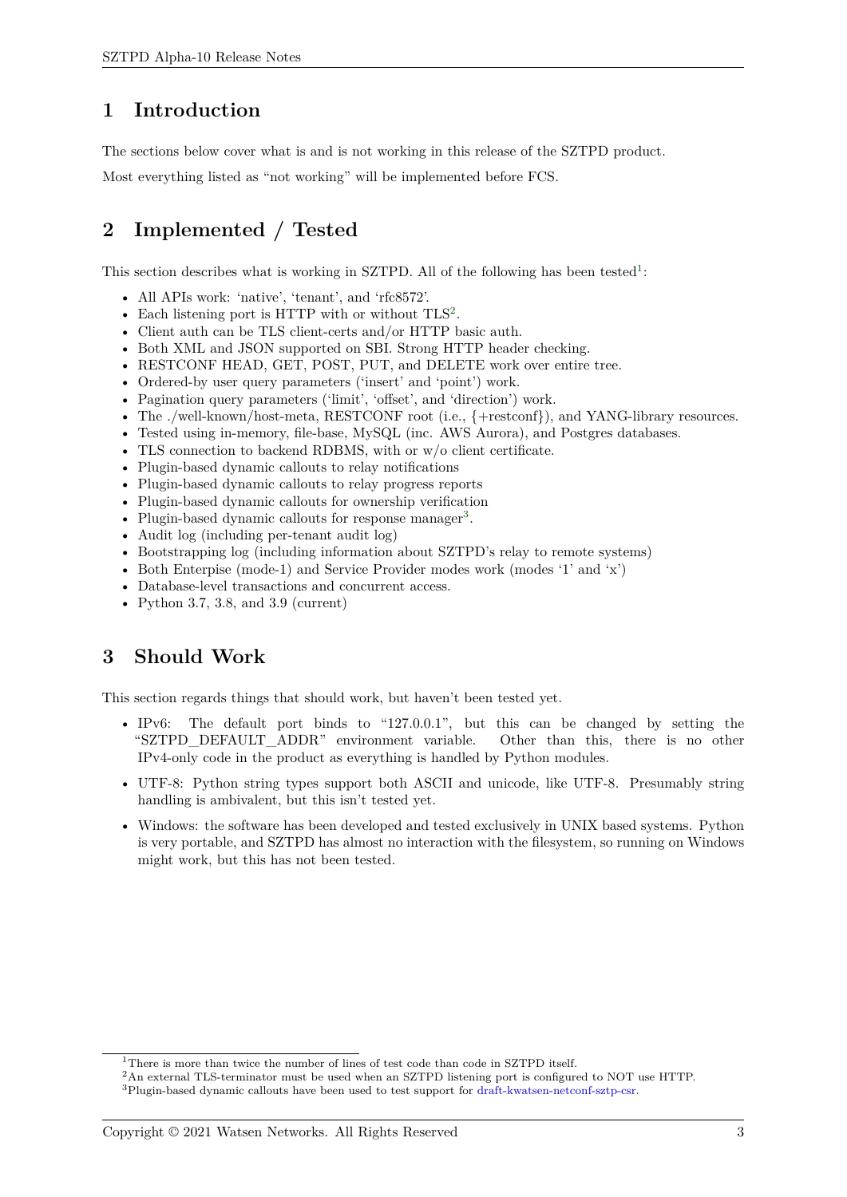# 1 Introduction

The sections below cover what is and is not working in this release of the SZTPD product.

Most everything listed as "not working" will be implemented before FCS.

# 2 Implemented / Tested

This section describes what is working in SZTPD. All of the following has been tested[1]:

- All APIs work: 'native', 'tenant', and 'rfc8572'.
- Each listening port is HTTP with or without TLS[2].
- Client auth can be TLS client-certs and/or HTTP basic auth.
- Both XML and JSON supported on SBI. Strong HTTP header checking.
- RESTCONF HEAD, GET, POST, PUT, and DELETE work over entire tree.
- Ordered-by user query parameters ('insert' and 'point') work.
- Pagination query parameters ('limit', 'offset', and 'direction') work.
- The ./well-known/host-meta, RESTCONF root (i.e., {+restconf}), and YANG-library resources.
- Tested using in-memory, file-base, MySQL (inc. AWS Aurora), and Postgres databases.
- TLS connection to backend RDBMS, with or w/o client certificate.
- Plugin-based dynamic callouts to relay notifications
- Plugin-based dynamic callouts to relay progress reports
- Plugin-based dynamic callouts for ownership verification
- Plugin-based dynamic callouts for response manager[3].
- Audit log (including per-tenant audit log)
- Bootstrapping log (including information about SZTPD's relay to remote systems)
- Both Enterprise (mode-1) and Service Provider modes work (modes '1' and 'x')
- Database-level transactions and concurrent access.
- Python 3.7, 3.8, and 3.9 (current)

# 3 Should Work

This section regards things that should work, but haven't been tested yet.

- IPv6: The default port binds to "127.0.0.1", but this can be changed by setting the "SZTPD_DEFAULT_ADDR" environment variable. Other than this, there is no other IPv4-only code in the product as everything is handled by Python modules.
- UTF-8: Python string types support both ASCII and unicode, like UTF-8. Presumably string handling is ambivalent, but this isn't tested yet.
- Windows: the software has been developed and tested exclusively in UNIX based systems. Python is very portable, and SZTPD has almost no interaction with the filesystem, so running on Windows might work, but this has not been tested.

---

[1] There is more than twice the number of lines of test code than code in SZTPD itself.

[2] An external TLS-terminator must be used when an SZTPD listening port is configured to NOT use HTTP.

[3] Plugin-based dynamic callouts have been used to test support for draft-kwatsen-netconf-sztp-csr.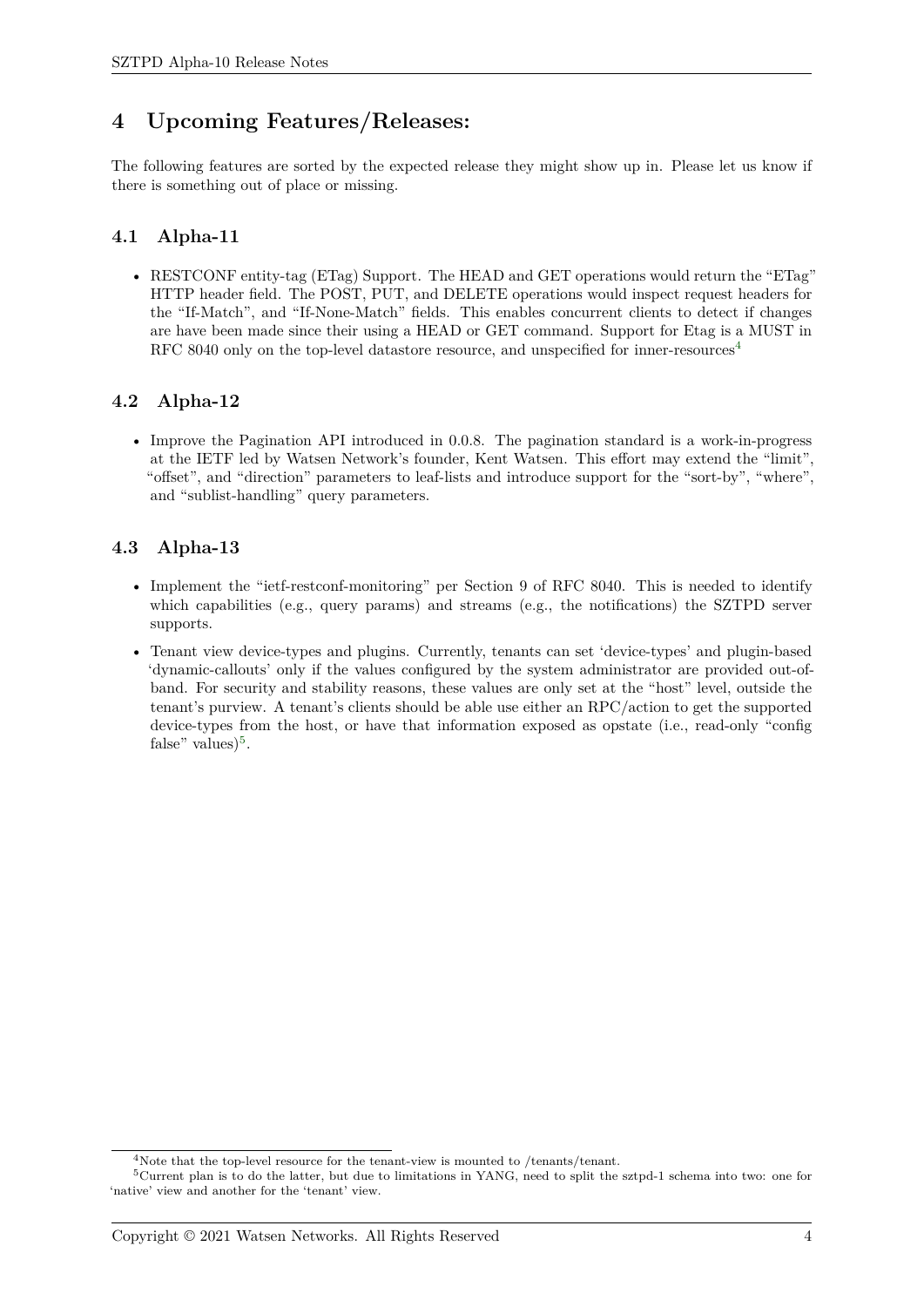## 4 Upcoming Features/Releases:

The following features are sorted by the expected release they might show up in. Please let us know if there is something out of place or missing.

### 4.1 Alpha-11

- RESTCONF entity-tag (ETag) Support. The HEAD and GET operations would return the "ETag" HTTP header field. The POST, PUT, and DELETE operations would inspect request headers for the "If-Match", and "If-None-Match" fields. This enables concurrent clients to detect if changes are have been made since their using a HEAD or GET command. Support for Etag is a MUST in RFC 8040 only on the top-level datastore resource, and unspecified for inner-resources[4]

### 4.2 Alpha-12

- Improve the Pagination API introduced in 0.0.8. The pagination standard is a work-in-progress at the IETF led by Watsen Network's founder, Kent Watsen. This effort may extend the "limit", "offset", and "direction" parameters to leaf-lists and introduce support for the "sort-by", "where", and "sublist-handling" query parameters.

### 4.3 Alpha-13

- Implement the "ietf-restconf-monitoring" per Section 9 of RFC 8040. This is needed to identify which capabilities (e.g., query params) and streams (e.g., the notifications) the SZTPD server supports.
- Tenant view device-types and plugins. Currently, tenants can set 'device-types' and plugin-based 'dynamic-callouts' only if the values configured by the system administrator are provided out-of-band. For security and stability reasons, these values are only set at the "host" level, outside the tenant's purview. A tenant's clients should be able use either an RPC/action to get the supported device-types from the host, or have that information exposed as opstate (i.e., read-only "config false" values)[5].

[4] Note that the top-level resource for the tenant-view is mounted to /tenants/tenant.

[5] Current plan is to do the latter, but due to limitations in YANG, need to split the sztpd-1 schema into two: one for 'native' view and another for the 'tenant' view.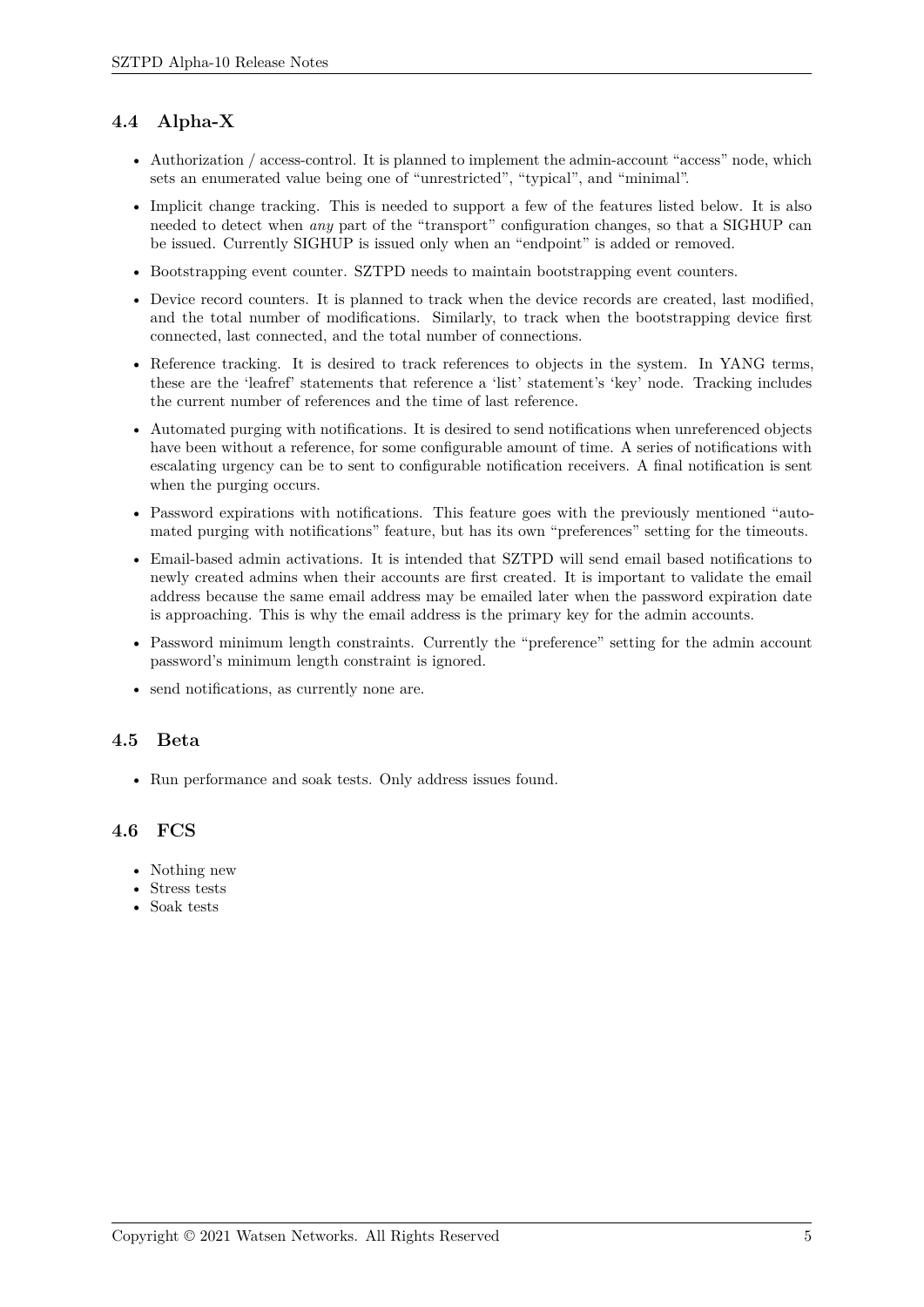### 4.4 Alpha-X

- Authorization / access-control. It is planned to implement the admin-account "access" node, which sets an enumerated value being one of "unrestricted", "typical", and "minimal".
- Implicit change tracking. This is needed to support a few of the features listed below. It is also needed to detect when *any* part of the "transport" configuration changes, so that a SIGHUP can be issued. Currently SIGHUP is issued only when an "endpoint" is added or removed.
- Bootstrapping event counter. SZTPD needs to maintain bootstrapping event counters.
- Device record counters. It is planned to track when the device records are created, last modified, and the total number of modifications. Similarly, to track when the bootstrapping device first connected, last connected, and the total number of connections.
- Reference tracking. It is desired to track references to objects in the system. In YANG terms, these are the 'leafref' statements that reference a 'list' statement's 'key' node. Tracking includes the current number of references and the time of last reference.
- Automated purging with notifications. It is desired to send notifications when unreferenced objects have been without a reference, for some configurable amount of time. A series of notifications with escalating urgency can be to sent to configurable notification receivers. A final notification is sent when the purging occurs.
- Password expirations with notifications. This feature goes with the previously mentioned "automated purging with notifications" feature, but has its own "preferences" setting for the timeouts.
- Email-based admin activations. It is intended that SZTPD will send email based notifications to newly created admins when their accounts are first created. It is important to validate the email address because the same email address may be emailed later when the password expiration date is approaching. This is why the email address is the primary key for the admin accounts.
- Password minimum length constraints. Currently the "preference" setting for the admin account password's minimum length constraint is ignored.
- send notifications, as currently none are.

### 4.5 Beta

- Run performance and soak tests. Only address issues found.

### 4.6 FCS

- Nothing new
- Stress tests
- Soak tests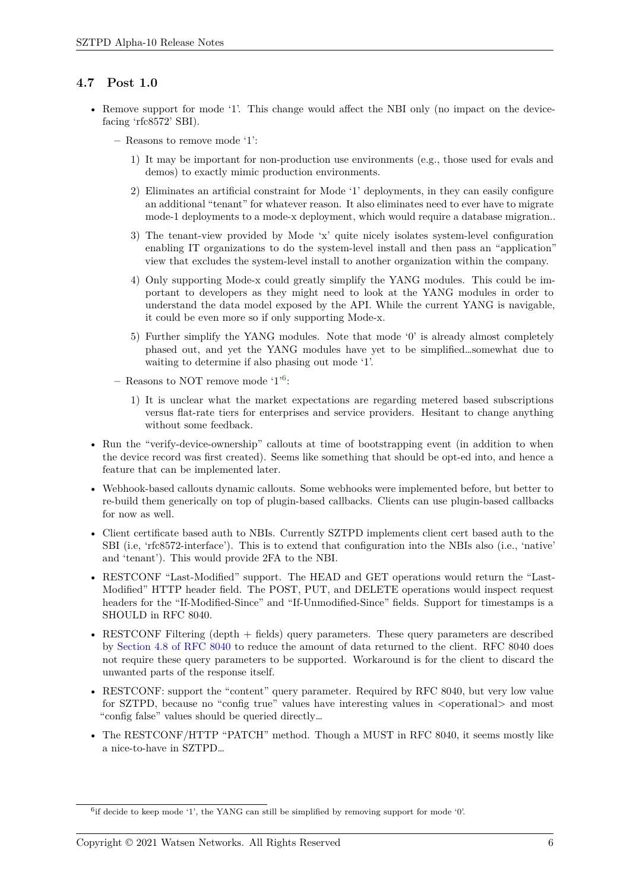### 4.7 Post 1.0

- Remove support for mode '1'. This change would affect the NBI only (no impact on the device-facing 'rfc8572' SBI).
  - Reasons to remove mode '1':
    1) It may be important for non-production use environments (e.g., those used for evals and demos) to exactly mimic production environments.
    2) Eliminates an artificial constraint for Mode '1' deployments, in they can easily configure an additional "tenant" for whatever reason. It also eliminates need to ever have to migrate mode-1 deployments to a mode-x deployment, which would require a database migration..
    3) The tenant-view provided by Mode 'x' quite nicely isolates system-level configuration enabling IT organizations to do the system-level install and then pass an "application" view that excludes the system-level install to another organization within the company.
    4) Only supporting Mode-x could greatly simplify the YANG modules. This could be important to developers as they might need to look at the YANG modules in order to understand the data model exposed by the API. While the current YANG is navigable, it could be even more so if only supporting Mode-x.
    5) Further simplify the YANG modules. Note that mode '0' is already almost completely phased out, and yet the YANG modules have yet to be simplified…somewhat due to waiting to determine if also phasing out mode '1'.
  - Reasons to NOT remove mode '1'[6]:
    1) It is unclear what the market expectations are regarding metered based subscriptions versus flat-rate tiers for enterprises and service providers. Hesitant to change anything without some feedback.
- Run the "verify-device-ownership" callouts at time of bootstrapping event (in addition to when the device record was first created). Seems like something that should be opt-ed into, and hence a feature that can be implemented later.
- Webhook-based callouts dynamic callouts. Some webhooks were implemented before, but better to re-build them generically on top of plugin-based callbacks. Clients can use plugin-based callbacks for now as well.
- Client certificate based auth to NBIs. Currently SZTPD implements client cert based auth to the SBI (i.e, 'rfc8572-interface'). This is to extend that configuration into the NBIs also (i.e., 'native' and 'tenant'). This would provide 2FA to the NBI.
- RESTCONF "Last-Modified" support. The HEAD and GET operations would return the "Last-Modified" HTTP header field. The POST, PUT, and DELETE operations would inspect request headers for the "If-Modified-Since" and "If-Unmodified-Since" fields. Support for timestamps is a SHOULD in RFC 8040.
- RESTCONF Filtering (depth + fields) query parameters. These query parameters are described by Section 4.8 of RFC 8040 to reduce the amount of data returned to the client. RFC 8040 does not require these query parameters to be supported. Workaround is for the client to discard the unwanted parts of the response itself.
- RESTCONF: support the "content" query parameter. Required by RFC 8040, but very low value for SZTPD, because no "config true" values have interesting values in <operational> and most "config false" values should be queried directly…
- The RESTCONF/HTTP "PATCH" method. Though a MUST in RFC 8040, it seems mostly like a nice-to-have in SZTPD…

[6] if decide to keep mode '1', the YANG can still be simplified by removing support for mode '0'.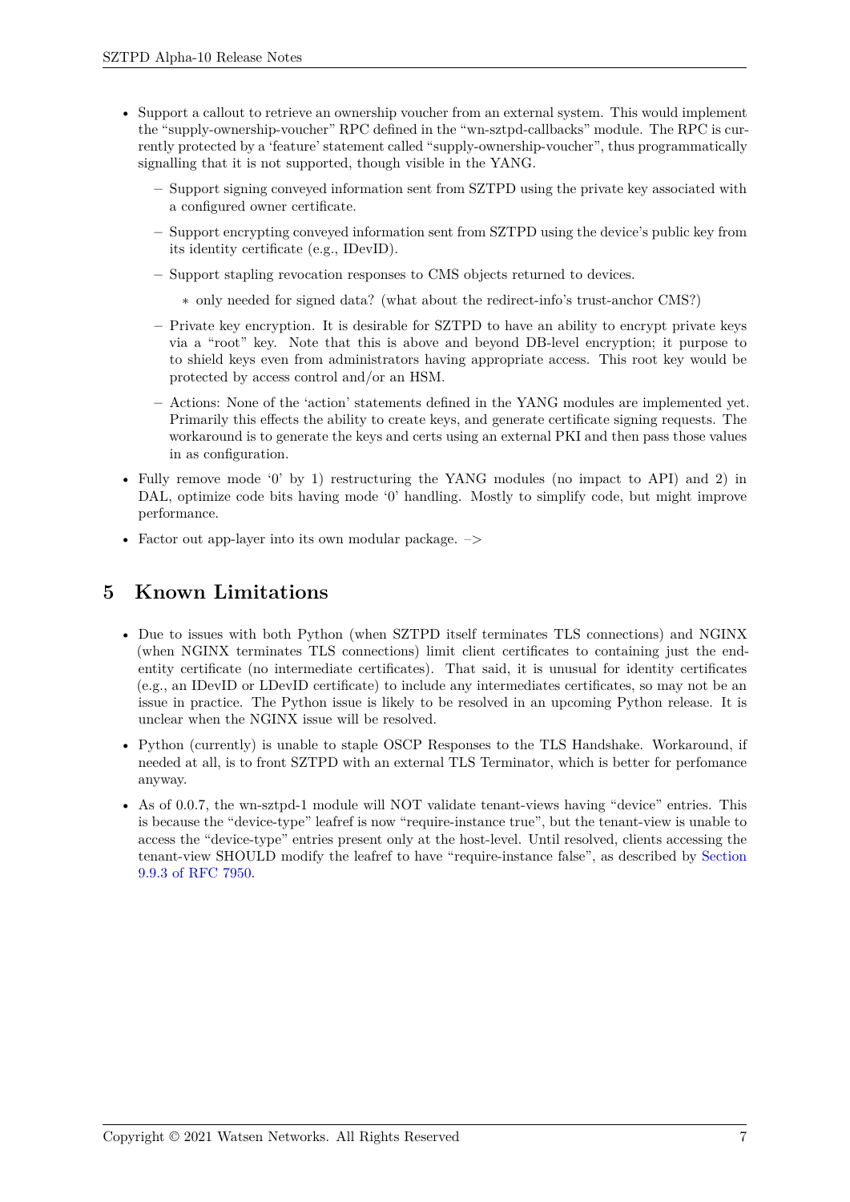- Support a callout to retrieve an ownership voucher from an external system. This would implement the "supply-ownership-voucher" RPC defined in the "wn-sztpd-callbacks" module. The RPC is currently protected by a 'feature' statement called "supply-ownership-voucher", thus programmatically signalling that it is not supported, though visible in the YANG.
  - Support signing conveyed information sent from SZTPD using the private key associated with a configured owner certificate.
  - Support encrypting conveyed information sent from SZTPD using the device's public key from its identity certificate (e.g., IDevID).
  - Support stapling revocation responses to CMS objects returned to devices.
    - only needed for signed data? (what about the redirect-info's trust-anchor CMS?)
  - Private key encryption. It is desirable for SZTPD to have an ability to encrypt private keys via a "root" key. Note that this is above and beyond DB-level encryption; it purpose to to shield keys even from administrators having appropriate access. This root key would be protected by access control and/or an HSM.
  - Actions: None of the 'action' statements defined in the YANG modules are implemented yet. Primarily this effects the ability to create keys, and generate certificate signing requests. The workaround is to generate the keys and certs using an external PKI and then pass those values in as configuration.
- Fully remove mode '0' by 1) restructuring the YANG modules (no impact to API) and 2) in DAL, optimize code bits having mode '0' handling. Mostly to simplify code, but might improve performance.
- Factor out app-layer into its own modular package. –>

# 5 Known Limitations

- Due to issues with both Python (when SZTPD itself terminates TLS connections) and NGINX (when NGINX terminates TLS connections) limit client certificates to containing just the end-entity certificate (no intermediate certificates). That said, it is unusual for identity certificates (e.g., an IDevID or LDevID certificate) to include any intermediates certificates, so may not be an issue in practice. The Python issue is likely to be resolved in an upcoming Python release. It is unclear when the NGINX issue will be resolved.
- Python (currently) is unable to staple OSCP Responses to the TLS Handshake. Workaround, if needed at all, is to front SZTPD with an external TLS Terminator, which is better for perfomance anyway.
- As of 0.0.7, the wn-sztpd-1 module will NOT validate tenant-views having "device" entries. This is because the "device-type" leafref is now "require-instance true", but the tenant-view is unable to access the "device-type" entries present only at the host-level. Until resolved, clients accessing the tenant-view SHOULD modify the leafref to have "require-instance false", as described by Section 9.9.3 of RFC 7950.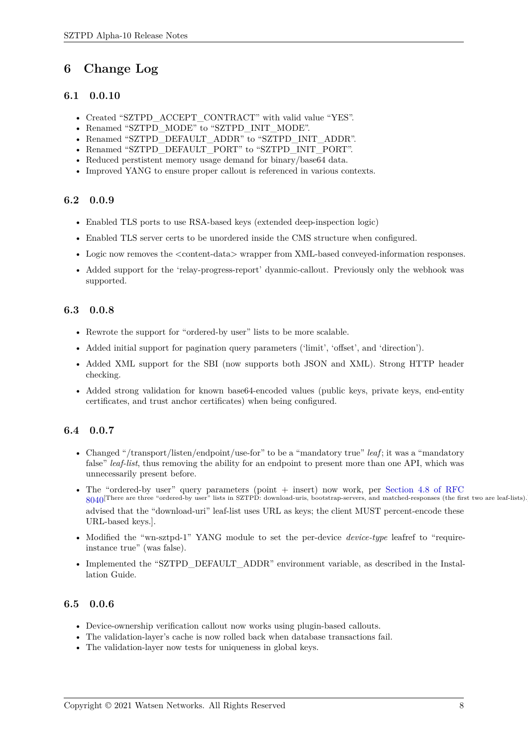# 6 Change Log

## 6.1 0.0.10

- Created "SZTPD_ACCEPT_CONTRACT" with valid value "YES".
- Renamed "SZTPD_MODE" to "SZTPD_INIT_MODE".
- Renamed "SZTPD_DEFAULT_ADDR" to "SZTPD_INIT_ADDR".
- Renamed "SZTPD_DEFAULT_PORT" to "SZTPD_INIT_PORT".
- Reduced perstistent memory usage demand for binary/base64 data.
- Improved YANG to ensure proper callout is referenced in various contexts.

## 6.2 0.0.9

- Enabled TLS ports to use RSA-based keys (extended deep-inspection logic)
- Enabled TLS server certs to be unordered inside the CMS structure when configured.
- Logic now removes the <content-data> wrapper from XML-based conveyed-information responses.
- Added support for the 'relay-progress-report' dyanmic-callout. Previously only the webhook was supported.

## 6.3 0.0.8

- Rewrote the support for "ordered-by user" lists to be more scalable.
- Added initial support for pagination query parameters ('limit', 'offset', and 'direction').
- Added XML support for the SBI (now supports both JSON and XML). Strong HTTP header checking.
- Added strong validation for known base64-encoded values (public keys, private keys, end-entity certificates, and trust anchor certificates) when being configured.

## 6.4 0.0.7

- Changed "/transport/listen/endpoint/use-for" to be a "mandatory true" *leaf*; it was a "mandatory false" *leaf-list*, thus removing the ability for an endpoint to present more than one API, which was unnecessarily present before.
- The "ordered-by user" query parameters (point + insert) now work, per Section 4.8 of RFC 8040[There are three "ordered-by user" lists in SZTPD: download-uris, bootstrap-servers, and matched-responses (the first two are leaf-lists). Be advised that the "download-uri" leaf-list uses URL as keys; the client MUST percent-encode these URL-based keys.].
- Modified the "wn-sztpd-1" YANG module to set the per-device *device-type* leafref to "require-instance true" (was false).
- Implemented the "SZTPD_DEFAULT_ADDR" environment variable, as described in the Installation Guide.

## 6.5 0.0.6

- Device-ownership verification callout now works using plugin-based callouts.
- The validation-layer's cache is now rolled back when database transactions fail.
- The validation-layer now tests for uniqueness in global keys.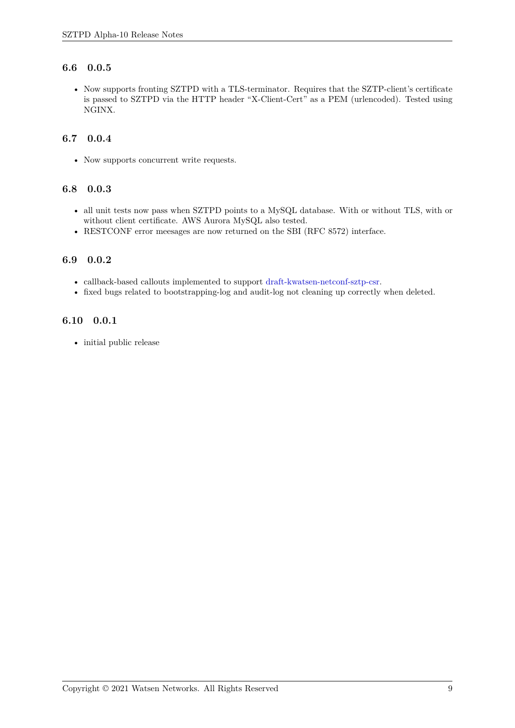### 6.6 0.0.5

- Now supports fronting SZTPD with a TLS-terminator. Requires that the SZTP-client's certificate is passed to SZTPD via the HTTP header "X-Client-Cert" as a PEM (urlencoded). Tested using NGINX.

### 6.7 0.0.4

- Now supports concurrent write requests.

### 6.8 0.0.3

- all unit tests now pass when SZTPD points to a MySQL database. With or without TLS, with or without client certificate. AWS Aurora MySQL also tested.
- RESTCONF error meesages are now returned on the SBI (RFC 8572) interface.

### 6.9 0.0.2

- callback-based callouts implemented to support draft-kwatsen-netconf-sztp-csr.
- fixed bugs related to bootstrapping-log and audit-log not cleaning up correctly when deleted.

### 6.10 0.0.1

- initial public release